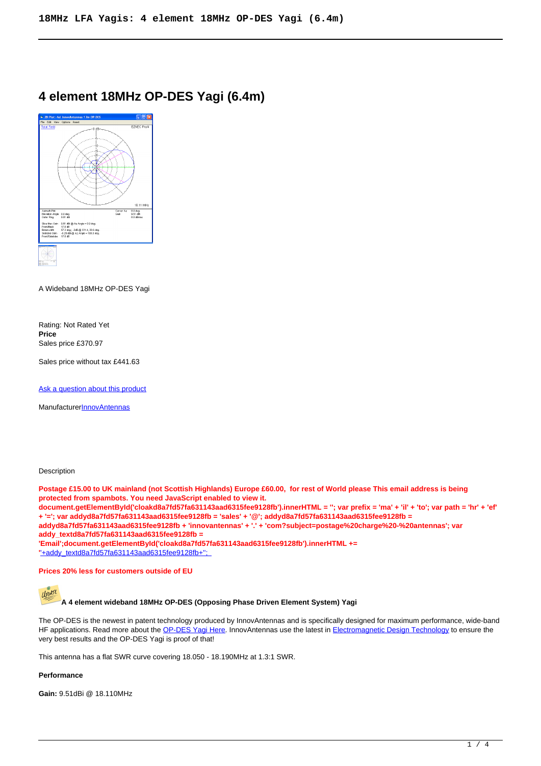// 4 element 18MHz OP-DES Yagi (6.4m)

# 4 element 18MHz OP-DES Yagi (6.4m)

A Wideband 18MHz OP-DES Yagi

Rating: Not Rated Yet
**Price**
Sales price £370.97

Sales price without tax £441.63

Ask a question about this product

ManufacturerInnovAntennas

Description

**Postage £15.00 to UK mainland (not Scottish Highlands) Europe £60.00, for rest of World please This email address is being protected from spambots. You need JavaScript enabled to view it.**
**document.getElementById('cloakd8a7fd57fa631143aad6315fee9128fb').innerHTML = ''; var prefix = 'ma' + 'il' + 'to'; var path = 'hr' + 'ef' + '='; var addyd8a7fd57fa631143aad6315fee9128fb = 'sales' + '@'; addyd8a7fd57fa631143aad6315fee9128fb = addyd8a7fd57fa631143aad6315fee9128fb + 'innovantennas' + '.' + 'com?subject=postage%20charge%20-%20antennas'; var addy_textd8a7fd57fa631143aad6315fee9128fb = 'Email';document.getElementById('cloakd8a7fd57fa631143aad6315fee9128fb').innerHTML += ''+addy_textd8a7fd57fa631143aad6315fee9128fb+'';**

**Prices 20% less for customers outside of EU**

**A 4 element wideband 18MHz OP-DES (Opposing Phase Driven Element System) Yagi**

The OP-DES is the newest in patent technology produced by InnovAntennas and is specifically designed for maximum performance, wide-band HF applications. Read more about the OP-DES Yagi Here. InnovAntennas use the latest in Electromagnetic Design Technology to ensure the very best results and the OP-DES Yagi is proof of that!

This antenna has a flat SWR curve covering 18.050 - 18.190MHz at 1.3:1 SWR.

**Performance**

**Gain:** 9.51dBi @ 18.110MHz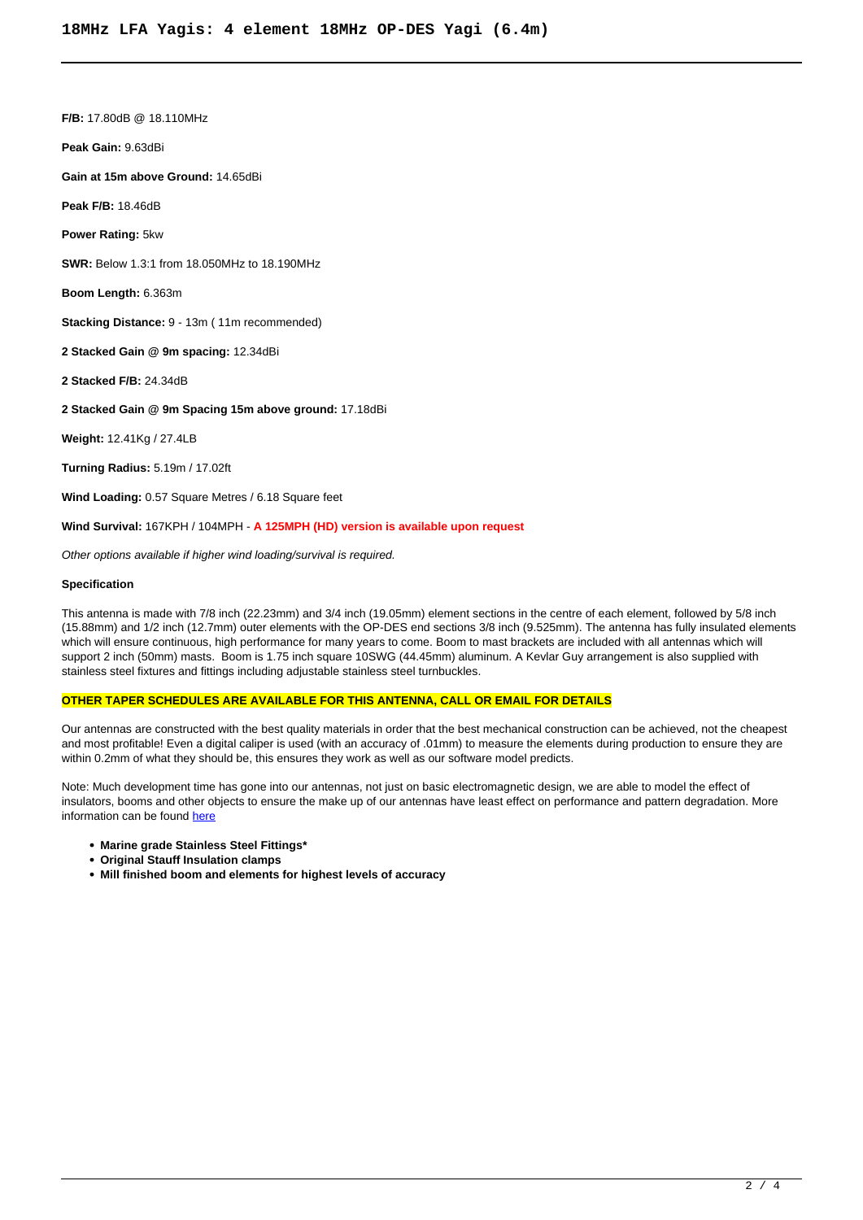# 18MHz LFA Yagis: 4 element 18MHz OP-DES Yagi (6.4m)

**F/B:** 17.80dB @ 18.110MHz

**Peak Gain:** 9.63dBi

**Gain at 15m above Ground:** 14.65dBi

**Peak F/B:** 18.46dB

**Power Rating:** 5kw

**SWR:** Below 1.3:1 from 18.050MHz to 18.190MHz

**Boom Length:** 6.363m

**Stacking Distance:** 9 - 13m ( 11m recommended)

**2 Stacked Gain @ 9m spacing:** 12.34dBi

**2 Stacked F/B:** 24.34dB

**2 Stacked Gain @ 9m Spacing 15m above ground:** 17.18dBi

**Weight:** 12.41Kg / 27.4LB

**Turning Radius:** 5.19m / 17.02ft

**Wind Loading:** 0.57 Square Metres / 6.18 Square feet

**Wind Survival:** 167KPH / 104MPH - **A 125MPH (HD) version is available upon request**

*Other options available if higher wind loading/survival is required.*

**Specification**

This antenna is made with 7/8 inch (22.23mm) and 3/4 inch (19.05mm) element sections in the centre of each element, followed by 5/8 inch (15.88mm) and 1/2 inch (12.7mm) outer elements with the OP-DES end sections 3/8 inch (9.525mm). The antenna has fully insulated elements which will ensure continuous, high performance for many years to come. Boom to mast brackets are included with all antennas which will support 2 inch (50mm) masts. Boom is 1.75 inch square 10SWG (44.45mm) aluminum. A Kevlar Guy arrangement is also supplied with stainless steel fixtures and fittings including adjustable stainless steel turnbuckles.

**OTHER TAPER SCHEDULES ARE AVAILABLE FOR THIS ANTENNA, CALL OR EMAIL FOR DETAILS**

Our antennas are constructed with the best quality materials in order that the best mechanical construction can be achieved, not the cheapest and most profitable! Even a digital caliper is used (with an accuracy of .01mm) to measure the elements during production to ensure they are within 0.2mm of what they should be, this ensures they work as well as our software model predicts.

Note: Much development time has gone into our antennas, not just on basic electromagnetic design, we are able to model the effect of insulators, booms and other objects to ensure the make up of our antennas have least effect on performance and pattern degradation. More information can be found here

- **Marine grade Stainless Steel Fittings***
- **Original Stauff Insulation clamps**
- **Mill finished boom and elements for highest levels of accuracy**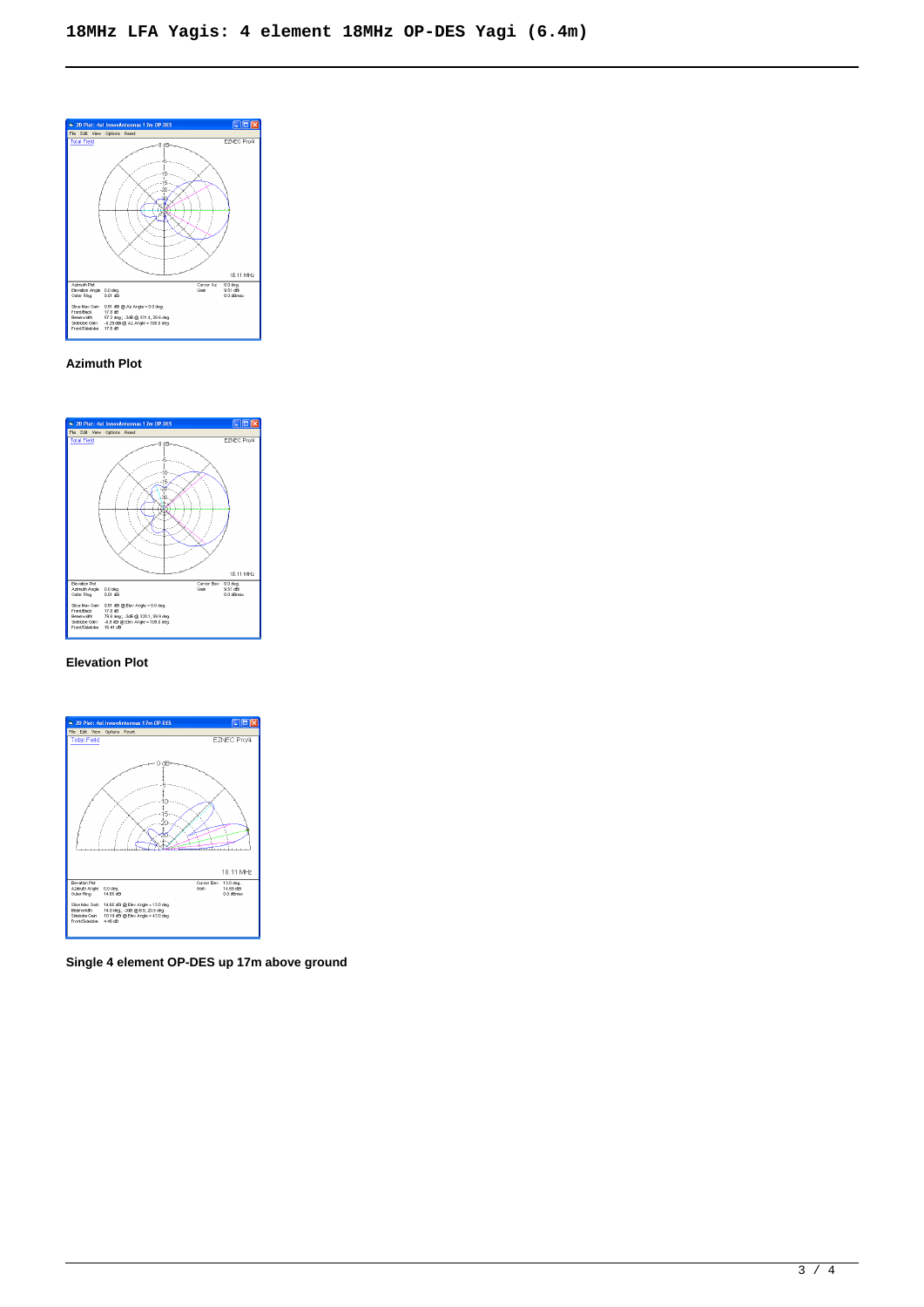# 18MHz LFA Yagis: 4 element 18MHz OP-DES Yagi (6.4m)

**Azimuth Plot**

**Elevation Plot**

**Single 4 element OP-DES up 17m above ground**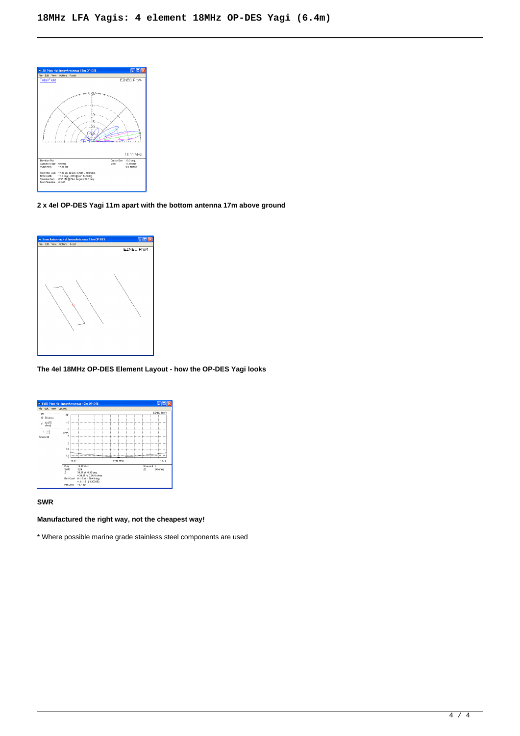# 18MHz LFA Yagis: 4 element 18MHz OP-DES Yagi (6.4m)

**2 x 4el OP-DES Yagi 11m apart with the bottom antenna 17m above ground**

**The 4el 18MHz OP-DES Element Layout - how the OP-DES Yagi looks**

**SWR**

**Manufactured the right way, not the cheapest way!**

* Where possible marine grade stainless steel components are used